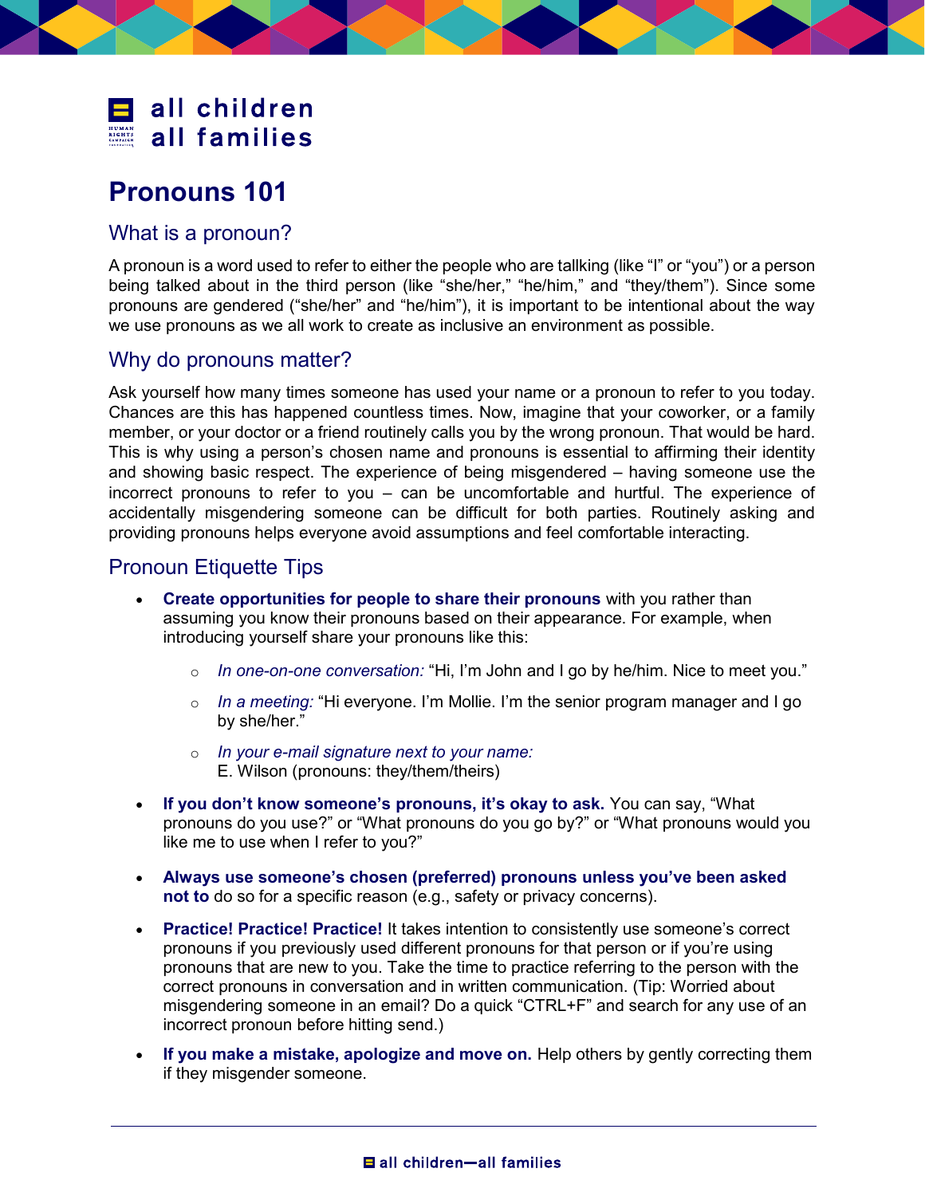all children
all families

# Pronouns 101

## What is a pronoun?

A pronoun is a word used to refer to either the people who are tallking (like "I" or "you") or a person being talked about in the third person (like "she/her," "he/him," and "they/them"). Since some pronouns are gendered ("she/her" and "he/him"), it is important to be intentional about the way we use pronouns as we all work to create as inclusive an environment as possible.

## Why do pronouns matter?

Ask yourself how many times someone has used your name or a pronoun to refer to you today. Chances are this has happened countless times. Now, imagine that your coworker, or a family member, or your doctor or a friend routinely calls you by the wrong pronoun. That would be hard. This is why using a person's chosen name and pronouns is essential to affirming their identity and showing basic respect. The experience of being misgendered – having someone use the incorrect pronouns to refer to you – can be uncomfortable and hurtful. The experience of accidentally misgendering someone can be difficult for both parties. Routinely asking and providing pronouns helps everyone avoid assumptions and feel comfortable interacting.

## Pronoun Etiquette Tips

- **Create opportunities for people to share their pronouns** with you rather than assuming you know their pronouns based on their appearance. For example, when introducing yourself share your pronouns like this:
  - *In one-on-one conversation:* "Hi, I'm John and I go by he/him. Nice to meet you."
  - *In a meeting:* "Hi everyone. I'm Mollie. I'm the senior program manager and I go by she/her."
  - *In your e-mail signature next to your name:*
    E. Wilson (pronouns: they/them/theirs)
- **If you don't know someone's pronouns, it's okay to ask.** You can say, "What pronouns do you use?" or "What pronouns do you go by?" or "What pronouns would you like me to use when I refer to you?"
- **Always use someone's chosen (preferred) pronouns unless you've been asked not to** do so for a specific reason (e.g., safety or privacy concerns).
- **Practice! Practice! Practice!** It takes intention to consistently use someone's correct pronouns if you previously used different pronouns for that person or if you're using pronouns that are new to you. Take the time to practice referring to the person with the correct pronouns in conversation and in written communication. (Tip: Worried about misgendering someone in an email? Do a quick "CTRL+F" and search for any use of an incorrect pronoun before hitting send.)
- **If you make a mistake, apologize and move on.** Help others by gently correcting them if they misgender someone.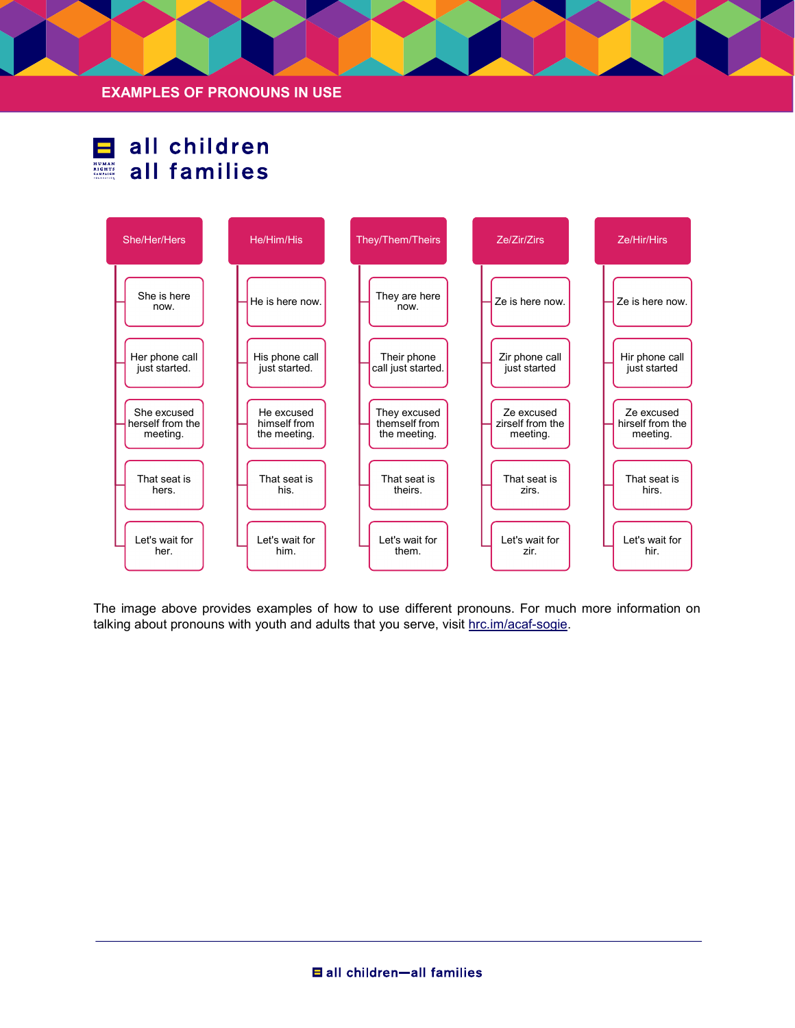## EXAMPLES OF PRONOUNS IN USE

**all children all families**

| She/Her/Hers | He/Him/His | They/Them/Theirs | Ze/Zir/Zirs | Ze/Hir/Hirs |
|---|---|---|---|---|
| She is here now. | He is here now. | They are here now. | Ze is here now. | Ze is here now. |
| Her phone call just started. | His phone call just started. | Their phone call just started. | Zir phone call just started | Hir phone call just started |
| She excused herself from the meeting. | He excused himself from the meeting. | They excused themself from the meeting. | Ze excused zirself from the meeting. | Ze excused hirself from the meeting. |
| That seat is hers. | That seat is his. | That seat is theirs. | That seat is zirs. | That seat is hirs. |
| Let's wait for her. | Let's wait for him. | Let's wait for them. | Let's wait for zir. | Let's wait for hir. |

The image above provides examples of how to use different pronouns. For much more information on talking about pronouns with youth and adults that you serve, visit [hrc.im/acaf-sogie](hrc.im/acaf-sogie).